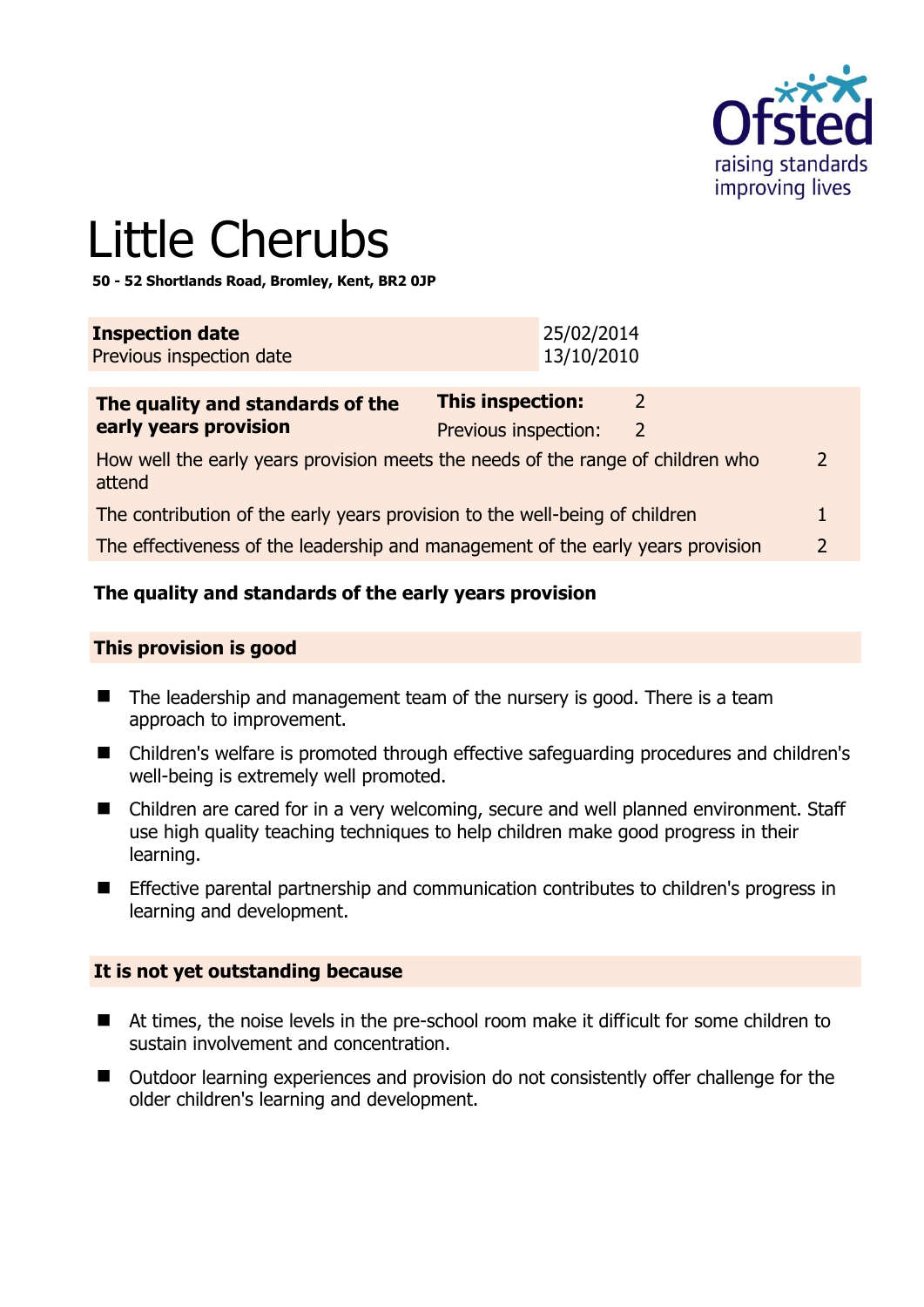# Little Cherubs

**50 - 52 Shortlands Road, Bromley, Kent, BR2 0JP**

| **Inspection date** | 25/02/2014 |
|---|---|
| Previous inspection date | 13/10/2010 |

| **The quality and standards of the early years provision** | **This inspection:** | 2 |
|---|---|---|
| | Previous inspection: | 2 |
| How well the early years provision meets the needs of the range of children who attend | | 2 |
| The contribution of the early years provision to the well-being of children | | 1 |
| The effectiveness of the leadership and management of the early years provision | | 2 |

## The quality and standards of the early years provision

### This provision is good

- The leadership and management team of the nursery is good. There is a team approach to improvement.
- Children's welfare is promoted through effective safeguarding procedures and children's well-being is extremely well promoted.
- Children are cared for in a very welcoming, secure and well planned environment. Staff use high quality teaching techniques to help children make good progress in their learning.
- Effective parental partnership and communication contributes to children's progress in learning and development.

### It is not yet outstanding because

- At times, the noise levels in the pre-school room make it difficult for some children to sustain involvement and concentration.
- Outdoor learning experiences and provision do not consistently offer challenge for the older children's learning and development.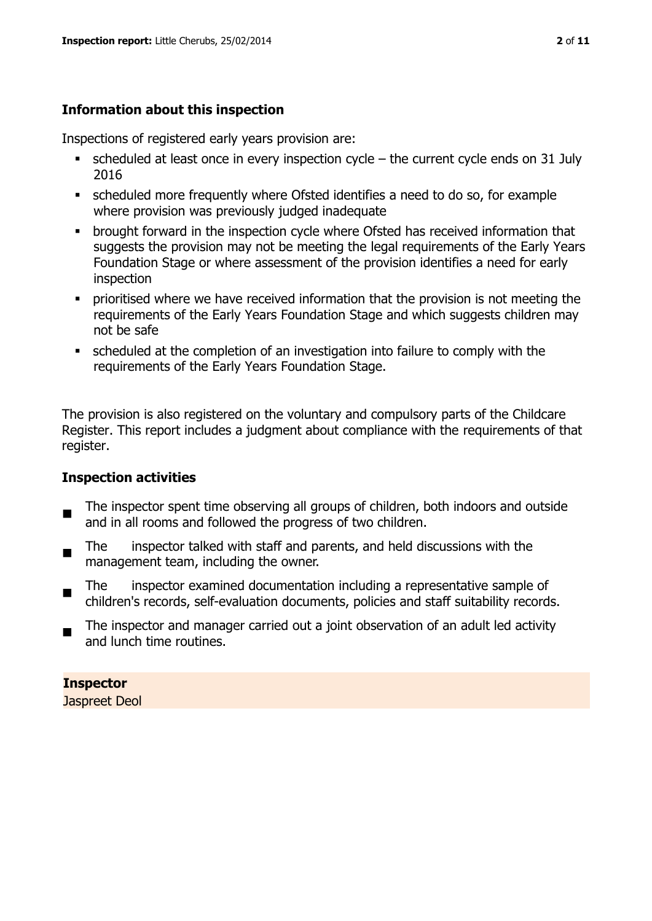### Information about this inspection

Inspections of registered early years provision are:

- scheduled at least once in every inspection cycle – the current cycle ends on 31 July 2016
- scheduled more frequently where Ofsted identifies a need to do so, for example where provision was previously judged inadequate
- brought forward in the inspection cycle where Ofsted has received information that suggests the provision may not be meeting the legal requirements of the Early Years Foundation Stage or where assessment of the provision identifies a need for early inspection
- prioritised where we have received information that the provision is not meeting the requirements of the Early Years Foundation Stage and which suggests children may not be safe
- scheduled at the completion of an investigation into failure to comply with the requirements of the Early Years Foundation Stage.

The provision is also registered on the voluntary and compulsory parts of the Childcare Register. This report includes a judgment about compliance with the requirements of that register.

### Inspection activities

- The inspector spent time observing all groups of children, both indoors and outside and in all rooms and followed the progress of two children.
- The inspector talked with staff and parents, and held discussions with the management team, including the owner.
- The inspector examined documentation including a representative sample of children's records, self-evaluation documents, policies and staff suitability records.
- The inspector and manager carried out a joint observation of an adult led activity and lunch time routines.

**Inspector**
Jaspreet Deol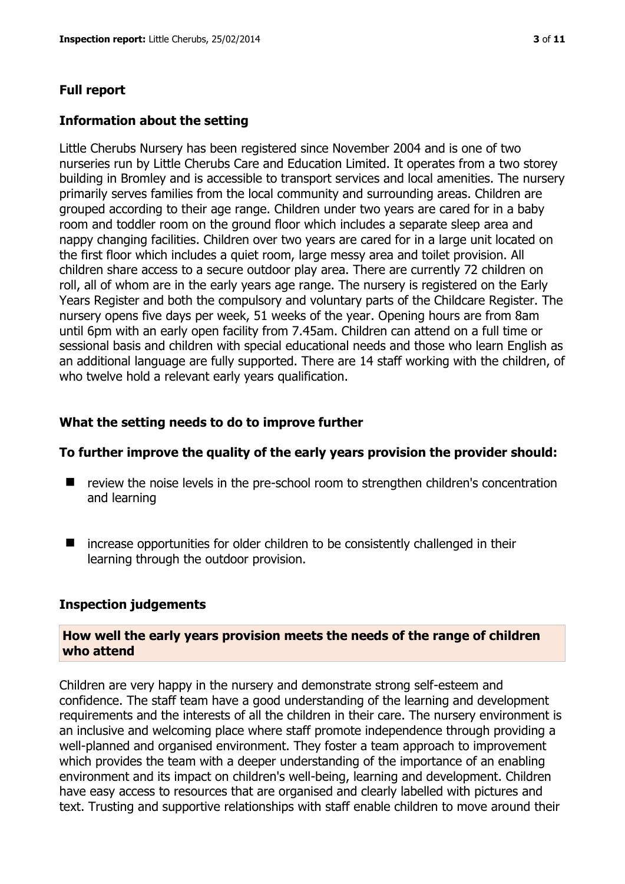## Full report

### Information about the setting

Little Cherubs Nursery has been registered since November 2004 and is one of two nurseries run by Little Cherubs Care and Education Limited. It operates from a two storey building in Bromley and is accessible to transport services and local amenities. The nursery primarily serves families from the local community and surrounding areas. Children are grouped according to their age range. Children under two years are cared for in a baby room and toddler room on the ground floor which includes a separate sleep area and nappy changing facilities. Children over two years are cared for in a large unit located on the first floor which includes a quiet room, large messy area and toilet provision. All children share access to a secure outdoor play area. There are currently 72 children on roll, all of whom are in the early years age range. The nursery is registered on the Early Years Register and both the compulsory and voluntary parts of the Childcare Register. The nursery opens five days per week, 51 weeks of the year. Opening hours are from 8am until 6pm with an early open facility from 7.45am. Children can attend on a full time or sessional basis and children with special educational needs and those who learn English as an additional language are fully supported. There are 14 staff working with the children, of who twelve hold a relevant early years qualification.

### What the setting needs to do to improve further

**To further improve the quality of the early years provision the provider should:**

- review the noise levels in the pre-school room to strengthen children's concentration and learning
- increase opportunities for older children to be consistently challenged in their learning through the outdoor provision.

### Inspection judgements

**How well the early years provision meets the needs of the range of children who attend**

Children are very happy in the nursery and demonstrate strong self-esteem and confidence. The staff team have a good understanding of the learning and development requirements and the interests of all the children in their care. The nursery environment is an inclusive and welcoming place where staff promote independence through providing a well-planned and organised environment. They foster a team approach to improvement which provides the team with a deeper understanding of the importance of an enabling environment and its impact on children's well-being, learning and development. Children have easy access to resources that are organised and clearly labelled with pictures and text. Trusting and supportive relationships with staff enable children to move around their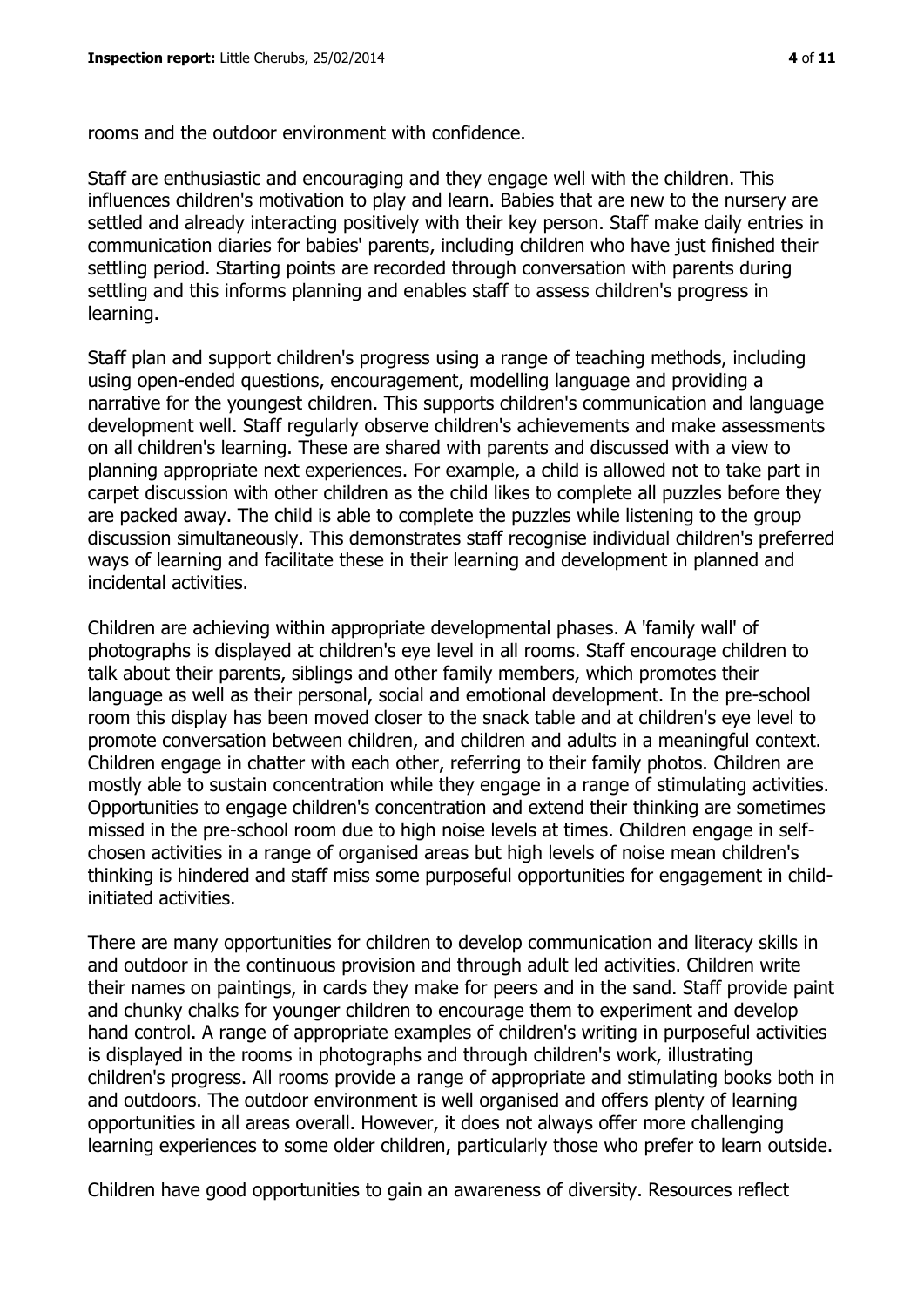rooms and the outdoor environment with confidence.

Staff are enthusiastic and encouraging and they engage well with the children. This influences children's motivation to play and learn. Babies that are new to the nursery are settled and already interacting positively with their key person. Staff make daily entries in communication diaries for babies' parents, including children who have just finished their settling period. Starting points are recorded through conversation with parents during settling and this informs planning and enables staff to assess children's progress in learning.

Staff plan and support children's progress using a range of teaching methods, including using open-ended questions, encouragement, modelling language and providing a narrative for the youngest children. This supports children's communication and language development well. Staff regularly observe children's achievements and make assessments on all children's learning. These are shared with parents and discussed with a view to planning appropriate next experiences. For example, a child is allowed not to take part in carpet discussion with other children as the child likes to complete all puzzles before they are packed away. The child is able to complete the puzzles while listening to the group discussion simultaneously. This demonstrates staff recognise individual children's preferred ways of learning and facilitate these in their learning and development in planned and incidental activities.

Children are achieving within appropriate developmental phases. A 'family wall' of photographs is displayed at children's eye level in all rooms. Staff encourage children to talk about their parents, siblings and other family members, which promotes their language as well as their personal, social and emotional development. In the pre-school room this display has been moved closer to the snack table and at children's eye level to promote conversation between children, and children and adults in a meaningful context. Children engage in chatter with each other, referring to their family photos. Children are mostly able to sustain concentration while they engage in a range of stimulating activities. Opportunities to engage children's concentration and extend their thinking are sometimes missed in the pre-school room due to high noise levels at times. Children engage in self-chosen activities in a range of organised areas but high levels of noise mean children's thinking is hindered and staff miss some purposeful opportunities for engagement in child-initiated activities.

There are many opportunities for children to develop communication and literacy skills in and outdoor in the continuous provision and through adult led activities. Children write their names on paintings, in cards they make for peers and in the sand. Staff provide paint and chunky chalks for younger children to encourage them to experiment and develop hand control. A range of appropriate examples of children's writing in purposeful activities is displayed in the rooms in photographs and through children's work, illustrating children's progress. All rooms provide a range of appropriate and stimulating books both in and outdoors. The outdoor environment is well organised and offers plenty of learning opportunities in all areas overall. However, it does not always offer more challenging learning experiences to some older children, particularly those who prefer to learn outside.

Children have good opportunities to gain an awareness of diversity. Resources reflect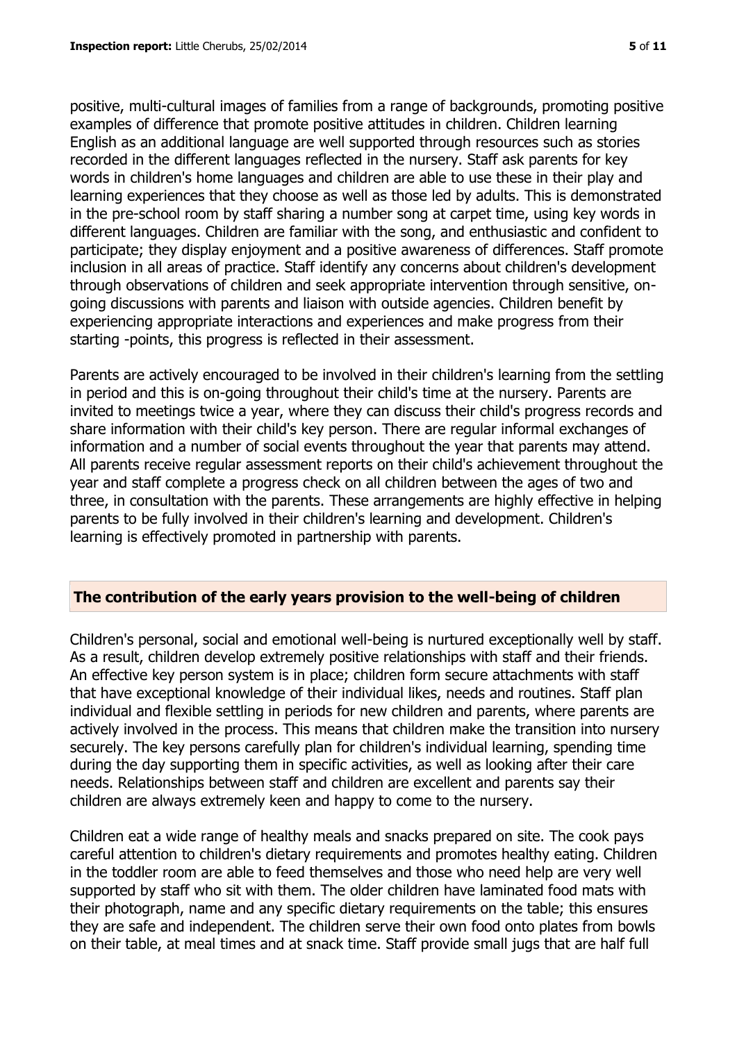positive, multi-cultural images of families from a range of backgrounds, promoting positive examples of difference that promote positive attitudes in children. Children learning English as an additional language are well supported through resources such as stories recorded in the different languages reflected in the nursery. Staff ask parents for key words in children's home languages and children are able to use these in their play and learning experiences that they choose as well as those led by adults. This is demonstrated in the pre-school room by staff sharing a number song at carpet time, using key words in different languages. Children are familiar with the song, and enthusiastic and confident to participate; they display enjoyment and a positive awareness of differences. Staff promote inclusion in all areas of practice. Staff identify any concerns about children's development through observations of children and seek appropriate intervention through sensitive, on-going discussions with parents and liaison with outside agencies. Children benefit by experiencing appropriate interactions and experiences and make progress from their starting -points, this progress is reflected in their assessment.

Parents are actively encouraged to be involved in their children's learning from the settling in period and this is on-going throughout their child's time at the nursery. Parents are invited to meetings twice a year, where they can discuss their child's progress records and share information with their child's key person. There are regular informal exchanges of information and a number of social events throughout the year that parents may attend. All parents receive regular assessment reports on their child's achievement throughout the year and staff complete a progress check on all children between the ages of two and three, in consultation with the parents. These arrangements are highly effective in helping parents to be fully involved in their children's learning and development. Children's learning is effectively promoted in partnership with parents.

## The contribution of the early years provision to the well-being of children

Children's personal, social and emotional well-being is nurtured exceptionally well by staff. As a result, children develop extremely positive relationships with staff and their friends. An effective key person system is in place; children form secure attachments with staff that have exceptional knowledge of their individual likes, needs and routines. Staff plan individual and flexible settling in periods for new children and parents, where parents are actively involved in the process. This means that children make the transition into nursery securely. The key persons carefully plan for children's individual learning, spending time during the day supporting them in specific activities, as well as looking after their care needs. Relationships between staff and children are excellent and parents say their children are always extremely keen and happy to come to the nursery.

Children eat a wide range of healthy meals and snacks prepared on site. The cook pays careful attention to children's dietary requirements and promotes healthy eating. Children in the toddler room are able to feed themselves and those who need help are very well supported by staff who sit with them. The older children have laminated food mats with their photograph, name and any specific dietary requirements on the table; this ensures they are safe and independent. The children serve their own food onto plates from bowls on their table, at meal times and at snack time. Staff provide small jugs that are half full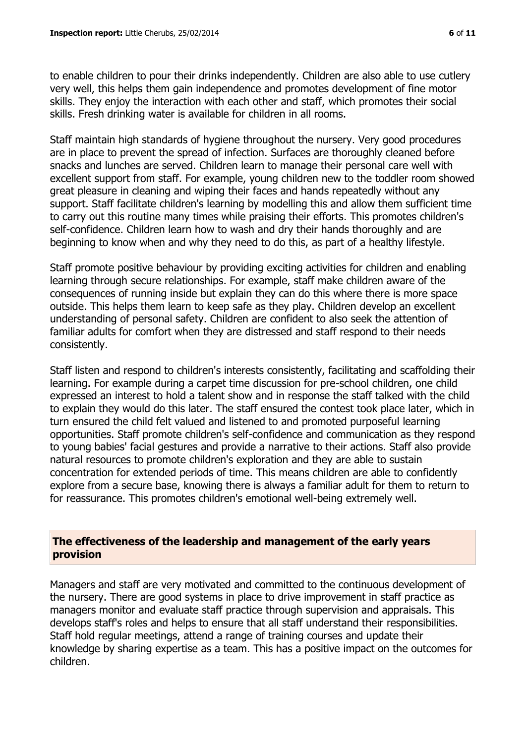to enable children to pour their drinks independently. Children are also able to use cutlery very well, this helps them gain independence and promotes development of fine motor skills. They enjoy the interaction with each other and staff, which promotes their social skills. Fresh drinking water is available for children in all rooms.

Staff maintain high standards of hygiene throughout the nursery. Very good procedures are in place to prevent the spread of infection. Surfaces are thoroughly cleaned before snacks and lunches are served. Children learn to manage their personal care well with excellent support from staff. For example, young children new to the toddler room showed great pleasure in cleaning and wiping their faces and hands repeatedly without any support. Staff facilitate children's learning by modelling this and allow them sufficient time to carry out this routine many times while praising their efforts. This promotes children's self-confidence. Children learn how to wash and dry their hands thoroughly and are beginning to know when and why they need to do this, as part of a healthy lifestyle.

Staff promote positive behaviour by providing exciting activities for children and enabling learning through secure relationships. For example, staff make children aware of the consequences of running inside but explain they can do this where there is more space outside. This helps them learn to keep safe as they play. Children develop an excellent understanding of personal safety. Children are confident to also seek the attention of familiar adults for comfort when they are distressed and staff respond to their needs consistently.

Staff listen and respond to children's interests consistently, facilitating and scaffolding their learning. For example during a carpet time discussion for pre-school children, one child expressed an interest to hold a talent show and in response the staff talked with the child to explain they would do this later. The staff ensured the contest took place later, which in turn ensured the child felt valued and listened to and promoted purposeful learning opportunities. Staff promote children's self-confidence and communication as they respond to young babies' facial gestures and provide a narrative to their actions. Staff also provide natural resources to promote children's exploration and they are able to sustain concentration for extended periods of time. This means children are able to confidently explore from a secure base, knowing there is always a familiar adult for them to return to for reassurance. This promotes children's emotional well-being extremely well.

## The effectiveness of the leadership and management of the early years provision

Managers and staff are very motivated and committed to the continuous development of the nursery. There are good systems in place to drive improvement in staff practice as managers monitor and evaluate staff practice through supervision and appraisals. This develops staff's roles and helps to ensure that all staff understand their responsibilities. Staff hold regular meetings, attend a range of training courses and update their knowledge by sharing expertise as a team. This has a positive impact on the outcomes for children.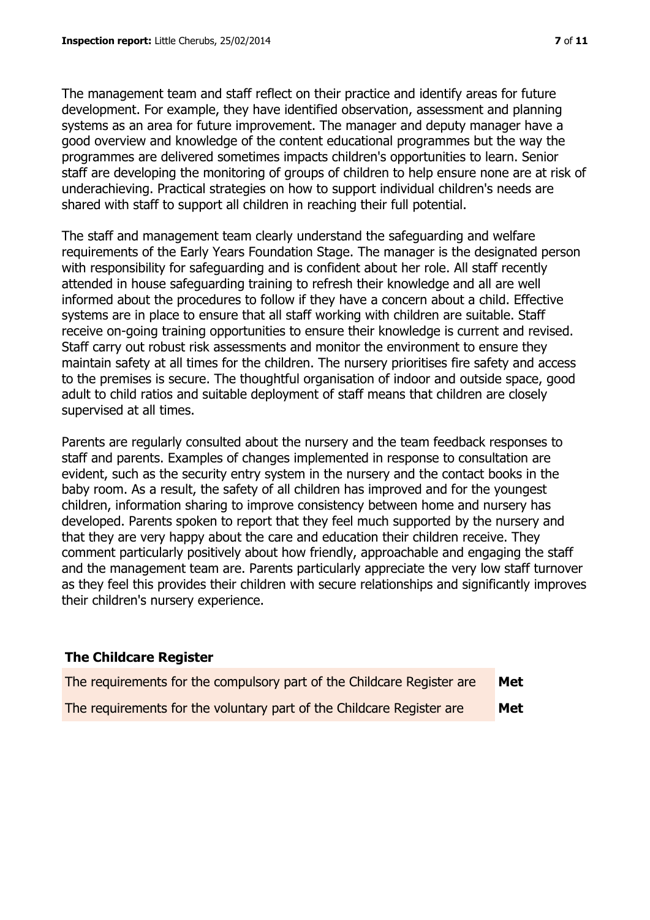The management team and staff reflect on their practice and identify areas for future development. For example, they have identified observation, assessment and planning systems as an area for future improvement. The manager and deputy manager have a good overview and knowledge of the content educational programmes but the way the programmes are delivered sometimes impacts children's opportunities to learn. Senior staff are developing the monitoring of groups of children to help ensure none are at risk of underachieving. Practical strategies on how to support individual children's needs are shared with staff to support all children in reaching their full potential.

The staff and management team clearly understand the safeguarding and welfare requirements of the Early Years Foundation Stage. The manager is the designated person with responsibility for safeguarding and is confident about her role. All staff recently attended in house safeguarding training to refresh their knowledge and all are well informed about the procedures to follow if they have a concern about a child. Effective systems are in place to ensure that all staff working with children are suitable. Staff receive on-going training opportunities to ensure their knowledge is current and revised. Staff carry out robust risk assessments and monitor the environment to ensure they maintain safety at all times for the children. The nursery prioritises fire safety and access to the premises is secure. The thoughtful organisation of indoor and outside space, good adult to child ratios and suitable deployment of staff means that children are closely supervised at all times.

Parents are regularly consulted about the nursery and the team feedback responses to staff and parents. Examples of changes implemented in response to consultation are evident, such as the security entry system in the nursery and the contact books in the baby room. As a result, the safety of all children has improved and for the youngest children, information sharing to improve consistency between home and nursery has developed. Parents spoken to report that they feel much supported by the nursery and that they are very happy about the care and education their children receive. They comment particularly positively about how friendly, approachable and engaging the staff and the management team are. Parents particularly appreciate the very low staff turnover as they feel this provides their children with secure relationships and significantly improves their children's nursery experience.

### The Childcare Register

| | |
|---|---|
| The requirements for the compulsory part of the Childcare Register are | **Met** |
| The requirements for the voluntary part of the Childcare Register are | **Met** |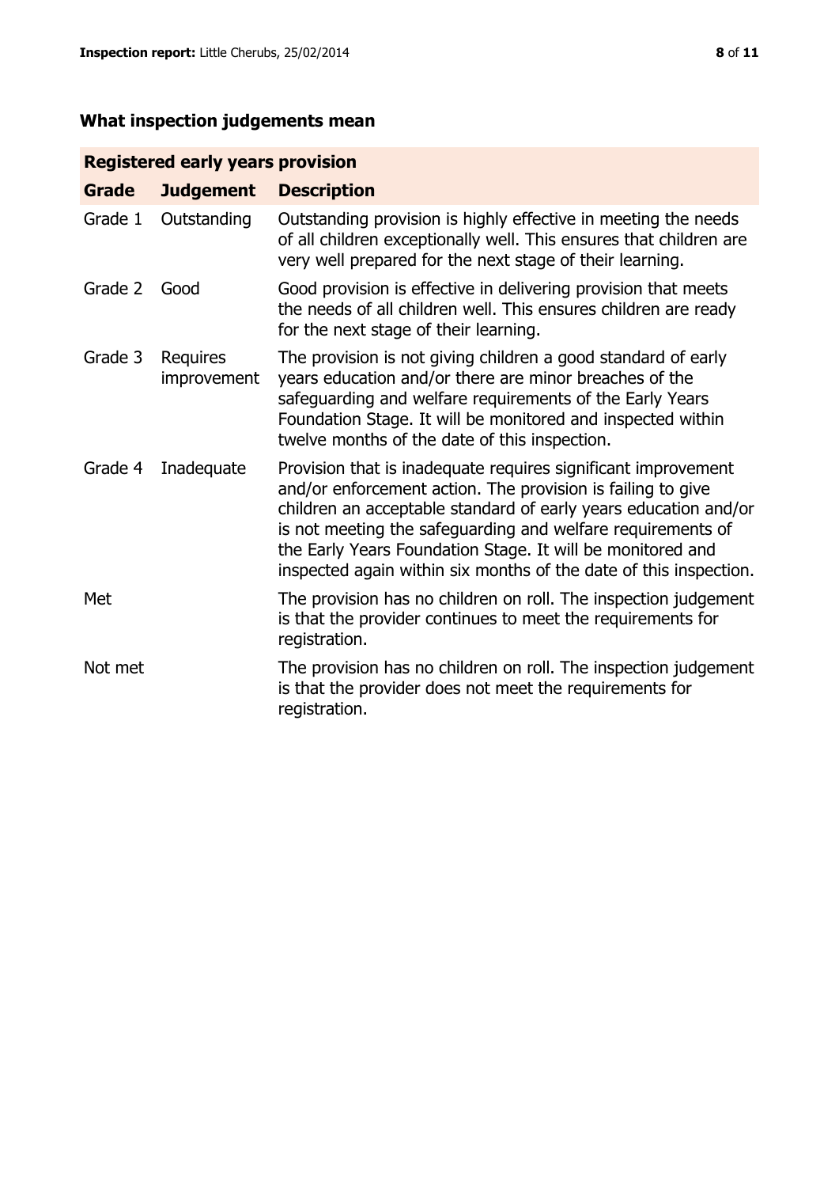## What inspection judgements mean

| Registered early years provision | | |
|---|---|---|
| **Grade** | **Judgement** | **Description** |
| Grade 1 | Outstanding | Outstanding provision is highly effective in meeting the needs of all children exceptionally well. This ensures that children are very well prepared for the next stage of their learning. |
| Grade 2 | Good | Good provision is effective in delivering provision that meets the needs of all children well. This ensures children are ready for the next stage of their learning. |
| Grade 3 | Requires improvement | The provision is not giving children a good standard of early years education and/or there are minor breaches of the safeguarding and welfare requirements of the Early Years Foundation Stage. It will be monitored and inspected within twelve months of the date of this inspection. |
| Grade 4 | Inadequate | Provision that is inadequate requires significant improvement and/or enforcement action. The provision is failing to give children an acceptable standard of early years education and/or is not meeting the safeguarding and welfare requirements of the Early Years Foundation Stage. It will be monitored and inspected again within six months of the date of this inspection. |
| Met | | The provision has no children on roll. The inspection judgement is that the provider continues to meet the requirements for registration. |
| Not met | | The provision has no children on roll. The inspection judgement is that the provider does not meet the requirements for registration. |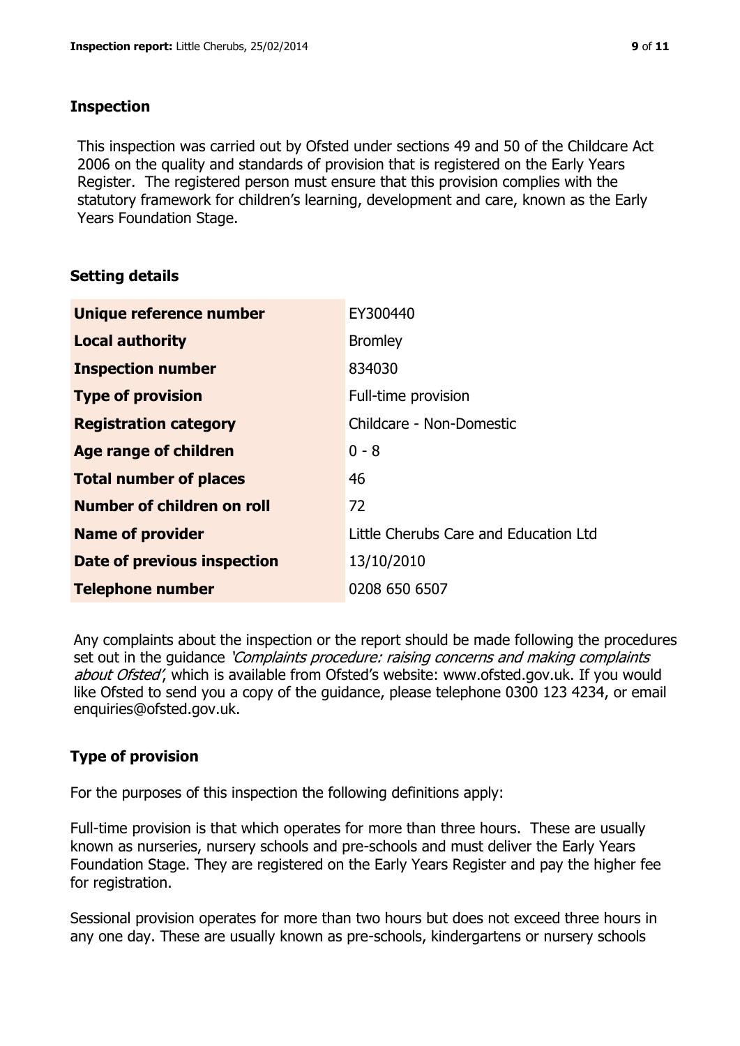## Inspection

This inspection was carried out by Ofsted under sections 49 and 50 of the Childcare Act 2006 on the quality and standards of provision that is registered on the Early Years Register. The registered person must ensure that this provision complies with the statutory framework for children's learning, development and care, known as the Early Years Foundation Stage.

## Setting details

| | |
|---|---|
| **Unique reference number** | EY300440 |
| **Local authority** | Bromley |
| **Inspection number** | 834030 |
| **Type of provision** | Full-time provision |
| **Registration category** | Childcare - Non-Domestic |
| **Age range of children** | 0 - 8 |
| **Total number of places** | 46 |
| **Number of children on roll** | 72 |
| **Name of provider** | Little Cherubs Care and Education Ltd |
| **Date of previous inspection** | 13/10/2010 |
| **Telephone number** | 0208 650 6507 |

Any complaints about the inspection or the report should be made following the procedures set out in the guidance *'Complaints procedure: raising concerns and making complaints about Ofsted'*, which is available from Ofsted's website: www.ofsted.gov.uk. If you would like Ofsted to send you a copy of the guidance, please telephone 0300 123 4234, or email enquiries@ofsted.gov.uk.

## Type of provision

For the purposes of this inspection the following definitions apply:

Full-time provision is that which operates for more than three hours. These are usually known as nurseries, nursery schools and pre-schools and must deliver the Early Years Foundation Stage. They are registered on the Early Years Register and pay the higher fee for registration.

Sessional provision operates for more than two hours but does not exceed three hours in any one day. These are usually known as pre-schools, kindergartens or nursery schools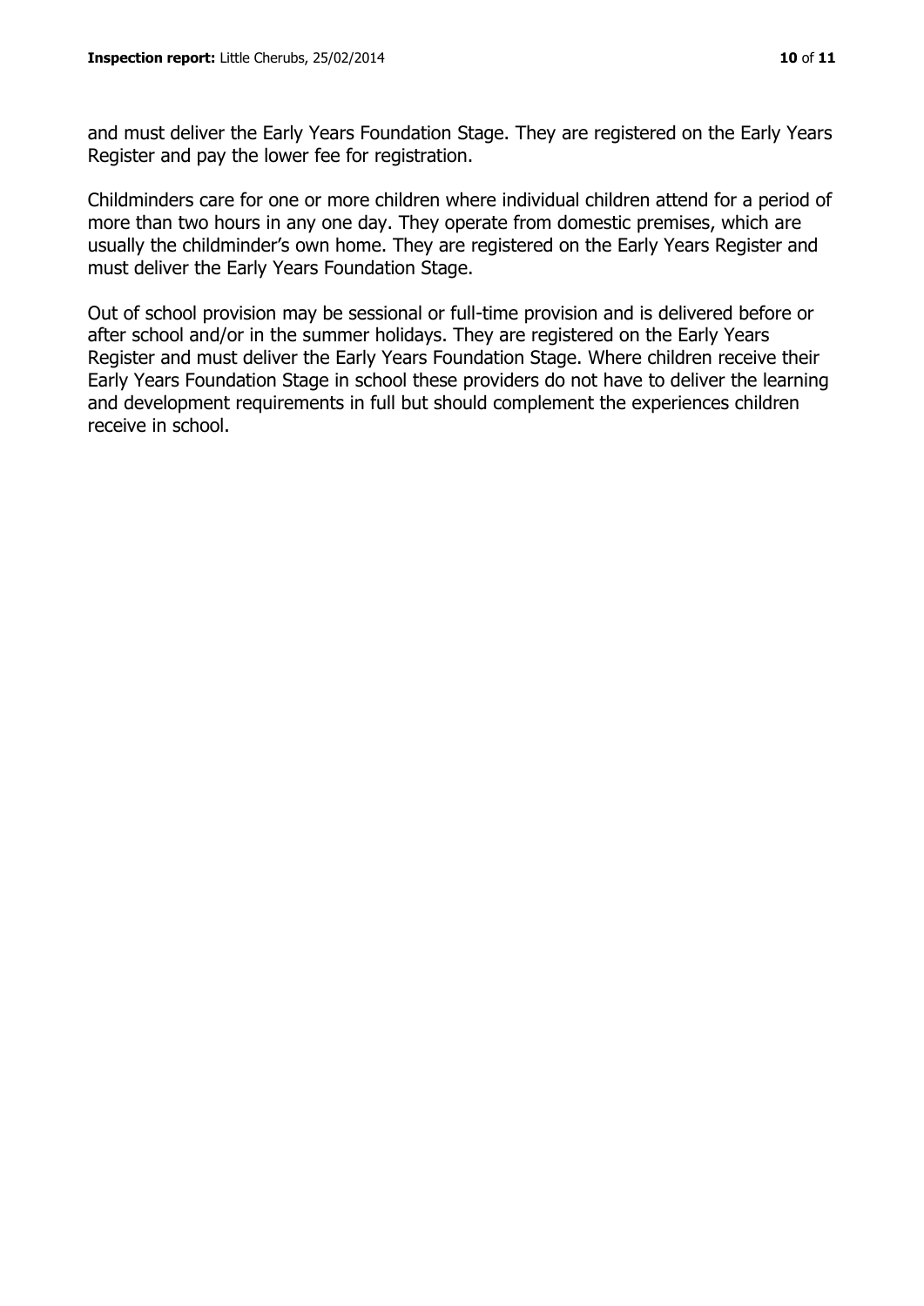and must deliver the Early Years Foundation Stage. They are registered on the Early Years Register and pay the lower fee for registration.

Childminders care for one or more children where individual children attend for a period of more than two hours in any one day. They operate from domestic premises, which are usually the childminder's own home. They are registered on the Early Years Register and must deliver the Early Years Foundation Stage.

Out of school provision may be sessional or full-time provision and is delivered before or after school and/or in the summer holidays. They are registered on the Early Years Register and must deliver the Early Years Foundation Stage. Where children receive their Early Years Foundation Stage in school these providers do not have to deliver the learning and development requirements in full but should complement the experiences children receive in school.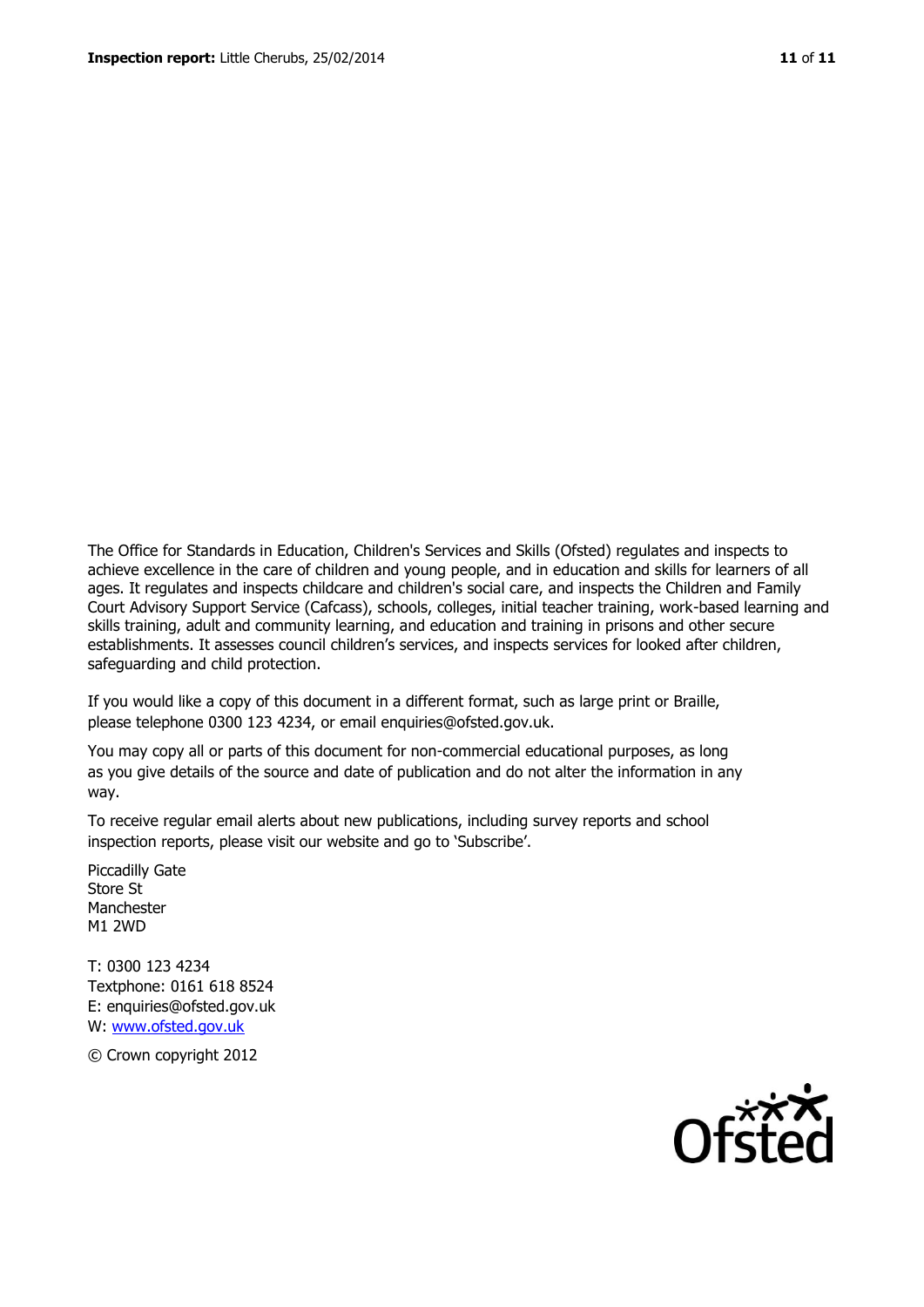The Office for Standards in Education, Children's Services and Skills (Ofsted) regulates and inspects to achieve excellence in the care of children and young people, and in education and skills for learners of all ages. It regulates and inspects childcare and children's social care, and inspects the Children and Family Court Advisory Support Service (Cafcass), schools, colleges, initial teacher training, work-based learning and skills training, adult and community learning, and education and training in prisons and other secure establishments. It assesses council children's services, and inspects services for looked after children, safeguarding and child protection.

If you would like a copy of this document in a different format, such as large print or Braille, please telephone 0300 123 4234, or email enquiries@ofsted.gov.uk.

You may copy all or parts of this document for non-commercial educational purposes, as long as you give details of the source and date of publication and do not alter the information in any way.

To receive regular email alerts about new publications, including survey reports and school inspection reports, please visit our website and go to 'Subscribe'.

Piccadilly Gate
Store St
Manchester
M1 2WD

T: 0300 123 4234
Textphone: 0161 618 8524
E: enquiries@ofsted.gov.uk
W: www.ofsted.gov.uk

© Crown copyright 2012

Ofsted